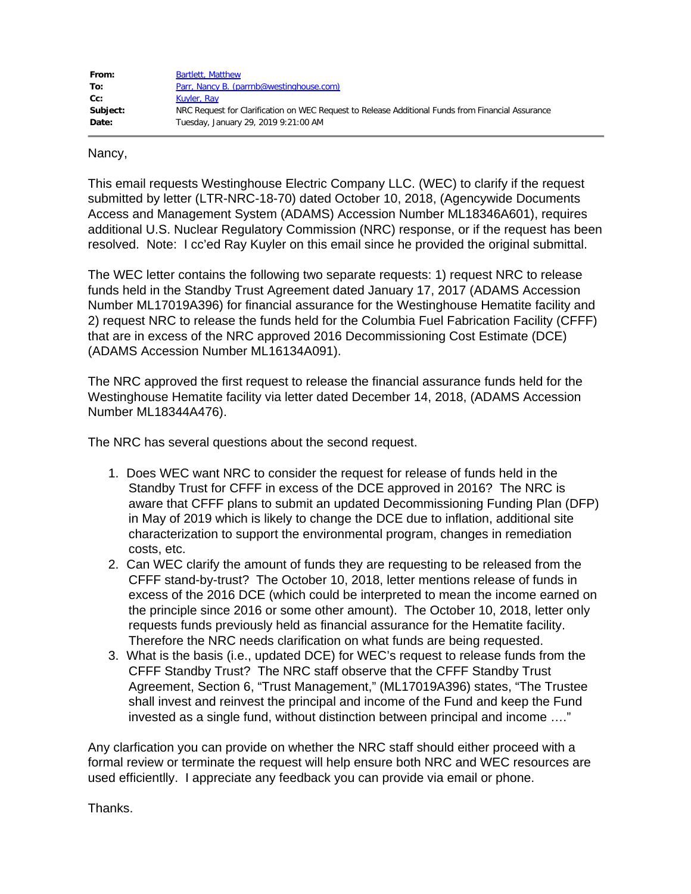| | |
|---|---|
| **From:** | Bartlett, Matthew |
| **To:** | Parr, Nancy B. (parrnb@westinghouse.com) |
| **Cc:** | Kuyler, Ray |
| **Subject:** | NRC Request for Clarification on WEC Request to Release Additional Funds from Financial Assurance |
| **Date:** | Tuesday, January 29, 2019 9:21:00 AM |

Nancy,

This email requests Westinghouse Electric Company LLC. (WEC) to clarify if the request submitted by letter (LTR-NRC-18-70) dated October 10, 2018, (Agencywide Documents Access and Management System (ADAMS) Accession Number ML18346A601), requires additional U.S. Nuclear Regulatory Commission (NRC) response, or if the request has been resolved. Note: I cc'ed Ray Kuyler on this email since he provided the original submittal.

The WEC letter contains the following two separate requests: 1) request NRC to release funds held in the Standby Trust Agreement dated January 17, 2017 (ADAMS Accession Number ML17019A396) for financial assurance for the Westinghouse Hematite facility and 2) request NRC to release the funds held for the Columbia Fuel Fabrication Facility (CFFF) that are in excess of the NRC approved 2016 Decommissioning Cost Estimate (DCE) (ADAMS Accession Number ML16134A091).

The NRC approved the first request to release the financial assurance funds held for the Westinghouse Hematite facility via letter dated December 14, 2018, (ADAMS Accession Number ML18344A476).

The NRC has several questions about the second request.

1. Does WEC want NRC to consider the request for release of funds held in the Standby Trust for CFFF in excess of the DCE approved in 2016? The NRC is aware that CFFF plans to submit an updated Decommissioning Funding Plan (DFP) in May of 2019 which is likely to change the DCE due to inflation, additional site characterization to support the environmental program, changes in remediation costs, etc.
2. Can WEC clarify the amount of funds they are requesting to be released from the CFFF stand-by-trust? The October 10, 2018, letter mentions release of funds in excess of the 2016 DCE (which could be interpreted to mean the income earned on the principle since 2016 or some other amount). The October 10, 2018, letter only requests funds previously held as financial assurance for the Hematite facility. Therefore the NRC needs clarification on what funds are being requested.
3. What is the basis (i.e., updated DCE) for WEC's request to release funds from the CFFF Standby Trust? The NRC staff observe that the CFFF Standby Trust Agreement, Section 6, "Trust Management," (ML17019A396) states, "The Trustee shall invest and reinvest the principal and income of the Fund and keep the Fund invested as a single fund, without distinction between principal and income …."

Any clarfication you can provide on whether the NRC staff should either proceed with a formal review or terminate the request will help ensure both NRC and WEC resources are used efficientlly. I appreciate any feedback you can provide via email or phone.

Thanks.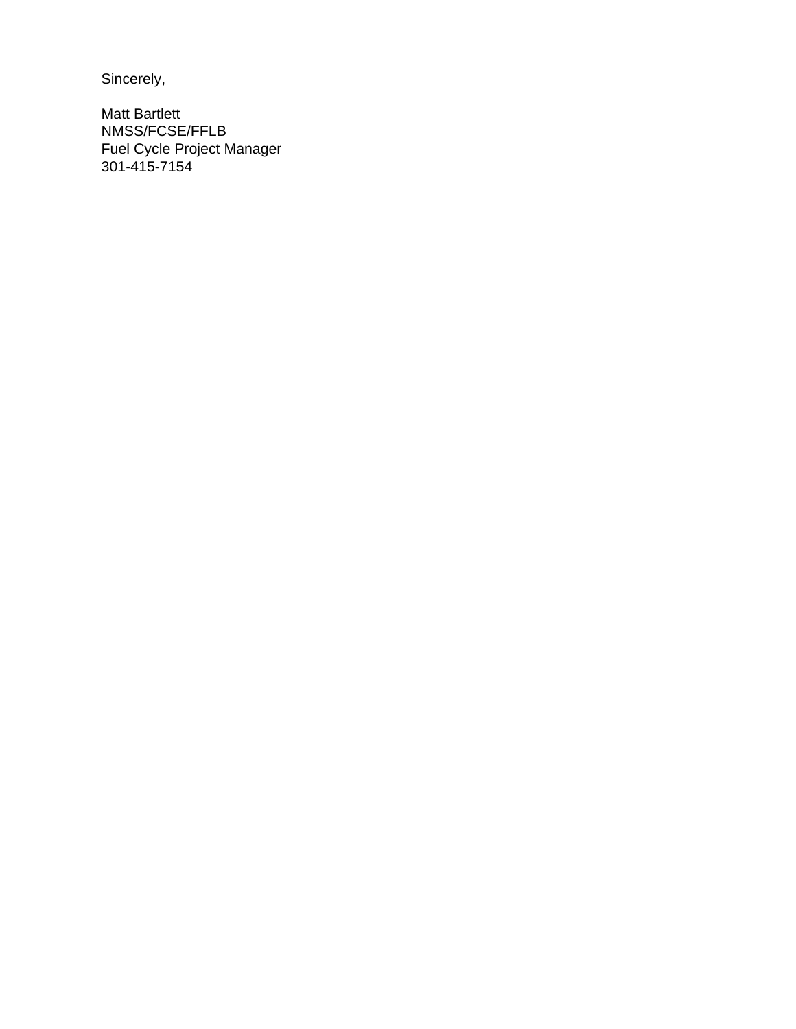Sincerely,

Matt Bartlett
NMSS/FCSE/FFLB
Fuel Cycle Project Manager
301-415-7154